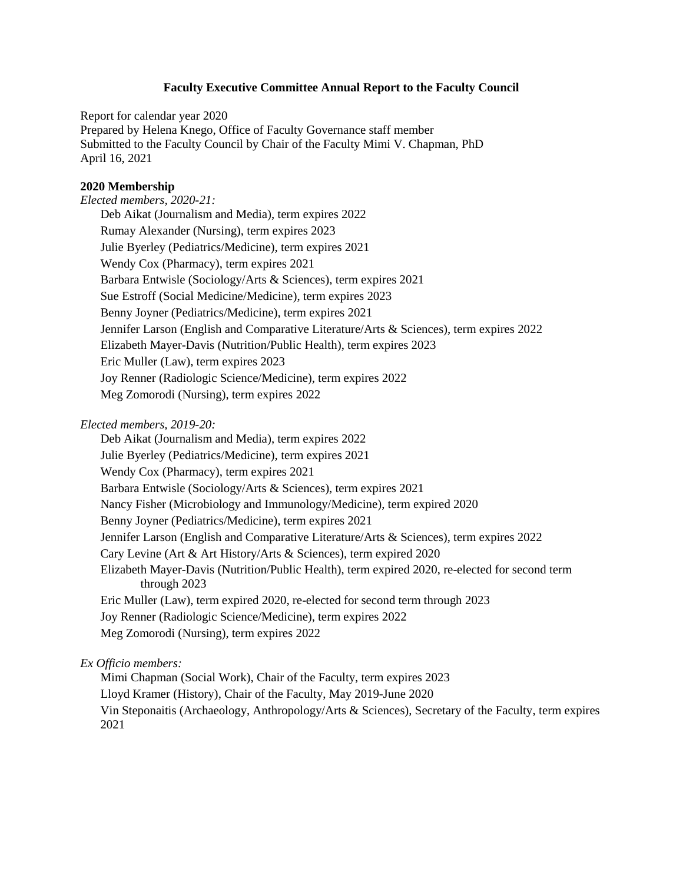**Faculty Executive Committee Annual Report to the Faculty Council**

Report for calendar year 2020
Prepared by Helena Knego, Office of Faculty Governance staff member
Submitted to the Faculty Council by Chair of the Faculty Mimi V. Chapman, PhD
April 16, 2021

**2020 Membership**

*Elected members, 2020-21:*

- Deb Aikat (Journalism and Media), term expires 2022
- Rumay Alexander (Nursing), term expires 2023
- Julie Byerley (Pediatrics/Medicine), term expires 2021
- Wendy Cox (Pharmacy), term expires 2021
- Barbara Entwisle (Sociology/Arts & Sciences), term expires 2021
- Sue Estroff (Social Medicine/Medicine), term expires 2023
- Benny Joyner (Pediatrics/Medicine), term expires 2021
- Jennifer Larson (English and Comparative Literature/Arts & Sciences), term expires 2022
- Elizabeth Mayer-Davis (Nutrition/Public Health), term expires 2023
- Eric Muller (Law), term expires 2023
- Joy Renner (Radiologic Science/Medicine), term expires 2022
- Meg Zomorodi (Nursing), term expires 2022

*Elected members, 2019-20:*

- Deb Aikat (Journalism and Media), term expires 2022
- Julie Byerley (Pediatrics/Medicine), term expires 2021
- Wendy Cox (Pharmacy), term expires 2021
- Barbara Entwisle (Sociology/Arts & Sciences), term expires 2021
- Nancy Fisher (Microbiology and Immunology/Medicine), term expired 2020
- Benny Joyner (Pediatrics/Medicine), term expires 2021
- Jennifer Larson (English and Comparative Literature/Arts & Sciences), term expires 2022
- Cary Levine (Art & Art History/Arts & Sciences), term expired 2020
- Elizabeth Mayer-Davis (Nutrition/Public Health), term expired 2020, re-elected for second term through 2023
- Eric Muller (Law), term expired 2020, re-elected for second term through 2023
- Joy Renner (Radiologic Science/Medicine), term expires 2022
- Meg Zomorodi (Nursing), term expires 2022

*Ex Officio members:*

- Mimi Chapman (Social Work), Chair of the Faculty, term expires 2023
- Lloyd Kramer (History), Chair of the Faculty, May 2019-June 2020
- Vin Steponaitis (Archaeology, Anthropology/Arts & Sciences), Secretary of the Faculty, term expires 2021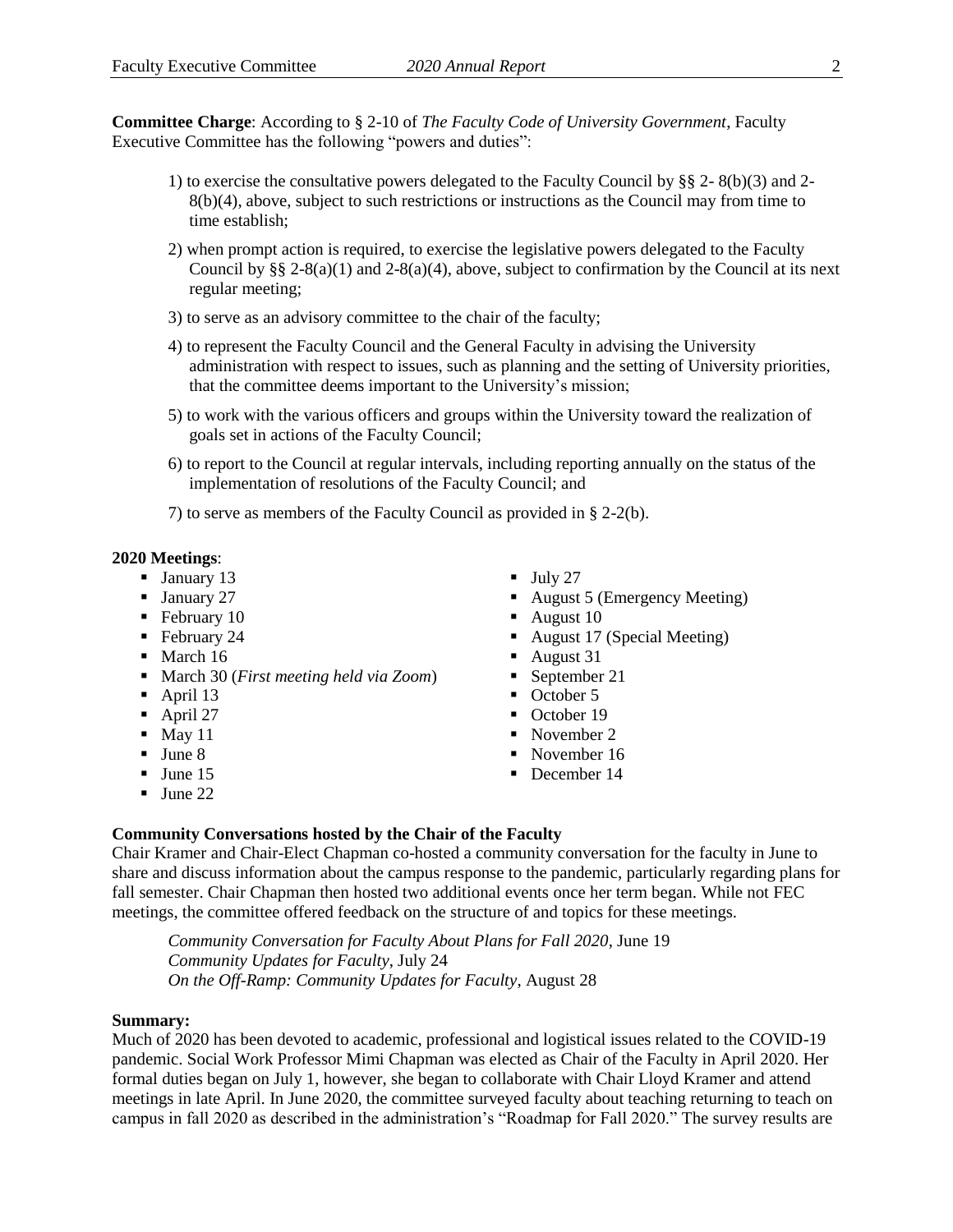**Committee Charge**: According to § 2-10 of *The Faculty Code of University Government*, Faculty Executive Committee has the following "powers and duties":

1) to exercise the consultative powers delegated to the Faculty Council by §§ 2- 8(b)(3) and 2-8(b)(4), above, subject to such restrictions or instructions as the Council may from time to time establish;

2) when prompt action is required, to exercise the legislative powers delegated to the Faculty Council by §§ 2-8(a)(1) and 2-8(a)(4), above, subject to confirmation by the Council at its next regular meeting;

3) to serve as an advisory committee to the chair of the faculty;

4) to represent the Faculty Council and the General Faculty in advising the University administration with respect to issues, such as planning and the setting of University priorities, that the committee deems important to the University's mission;

5) to work with the various officers and groups within the University toward the realization of goals set in actions of the Faculty Council;

6) to report to the Council at regular intervals, including reporting annually on the status of the implementation of resolutions of the Faculty Council; and

7) to serve as members of the Faculty Council as provided in § 2-2(b).

**2020 Meetings**:

- January 13
- January 27
- February 10
- February 24
- March 16
- March 30 (*First meeting held via Zoom*)
- April 13
- April 27
- May 11
- June 8
- June 15
- June 22
- July 27
- August 5 (Emergency Meeting)
- August 10
- August 17 (Special Meeting)
- August 31
- September 21
- October 5
- October 19
- November 2
- November 16
- December 14

**Community Conversations hosted by the Chair of the Faculty**

Chair Kramer and Chair-Elect Chapman co-hosted a community conversation for the faculty in June to share and discuss information about the campus response to the pandemic, particularly regarding plans for fall semester. Chair Chapman then hosted two additional events once her term began. While not FEC meetings, the committee offered feedback on the structure of and topics for these meetings.

*Community Conversation for Faculty About Plans for Fall 2020*, June 19
*Community Updates for Faculty*, July 24
*On the Off-Ramp: Community Updates for Faculty*, August 28

**Summary:**

Much of 2020 has been devoted to academic, professional and logistical issues related to the COVID-19 pandemic. Social Work Professor Mimi Chapman was elected as Chair of the Faculty in April 2020. Her formal duties began on July 1, however, she began to collaborate with Chair Lloyd Kramer and attend meetings in late April. In June 2020, the committee surveyed faculty about teaching returning to teach on campus in fall 2020 as described in the administration's "Roadmap for Fall 2020." The survey results are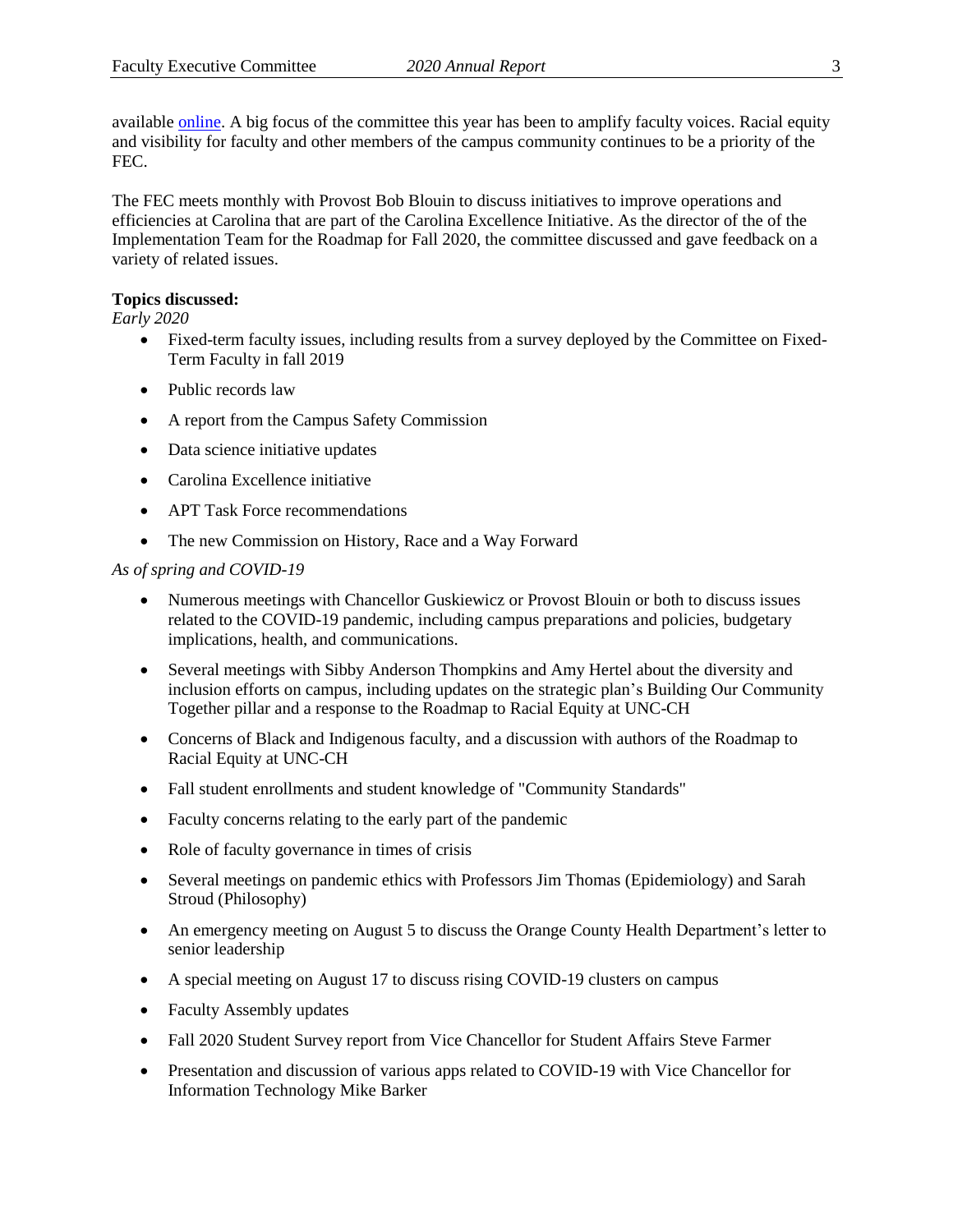available [online](). A big focus of the committee this year has been to amplify faculty voices. Racial equity and visibility for faculty and other members of the campus community continues to be a priority of the FEC.

The FEC meets monthly with Provost Bob Blouin to discuss initiatives to improve operations and efficiencies at Carolina that are part of the Carolina Excellence Initiative. As the director of the of the Implementation Team for the Roadmap for Fall 2020, the committee discussed and gave feedback on a variety of related issues.

**Topics discussed:**

*Early 2020*

- Fixed-term faculty issues, including results from a survey deployed by the Committee on Fixed-Term Faculty in fall 2019
- Public records law
- A report from the Campus Safety Commission
- Data science initiative updates
- Carolina Excellence initiative
- APT Task Force recommendations
- The new Commission on History, Race and a Way Forward

*As of spring and COVID-19*

- Numerous meetings with Chancellor Guskiewicz or Provost Blouin or both to discuss issues related to the COVID-19 pandemic, including campus preparations and policies, budgetary implications, health, and communications.
- Several meetings with Sibby Anderson Thompkins and Amy Hertel about the diversity and inclusion efforts on campus, including updates on the strategic plan's Building Our Community Together pillar and a response to the Roadmap to Racial Equity at UNC-CH
- Concerns of Black and Indigenous faculty, and a discussion with authors of the Roadmap to Racial Equity at UNC-CH
- Fall student enrollments and student knowledge of "Community Standards"
- Faculty concerns relating to the early part of the pandemic
- Role of faculty governance in times of crisis
- Several meetings on pandemic ethics with Professors Jim Thomas (Epidemiology) and Sarah Stroud (Philosophy)
- An emergency meeting on August 5 to discuss the Orange County Health Department's letter to senior leadership
- A special meeting on August 17 to discuss rising COVID-19 clusters on campus
- Faculty Assembly updates
- Fall 2020 Student Survey report from Vice Chancellor for Student Affairs Steve Farmer
- Presentation and discussion of various apps related to COVID-19 with Vice Chancellor for Information Technology Mike Barker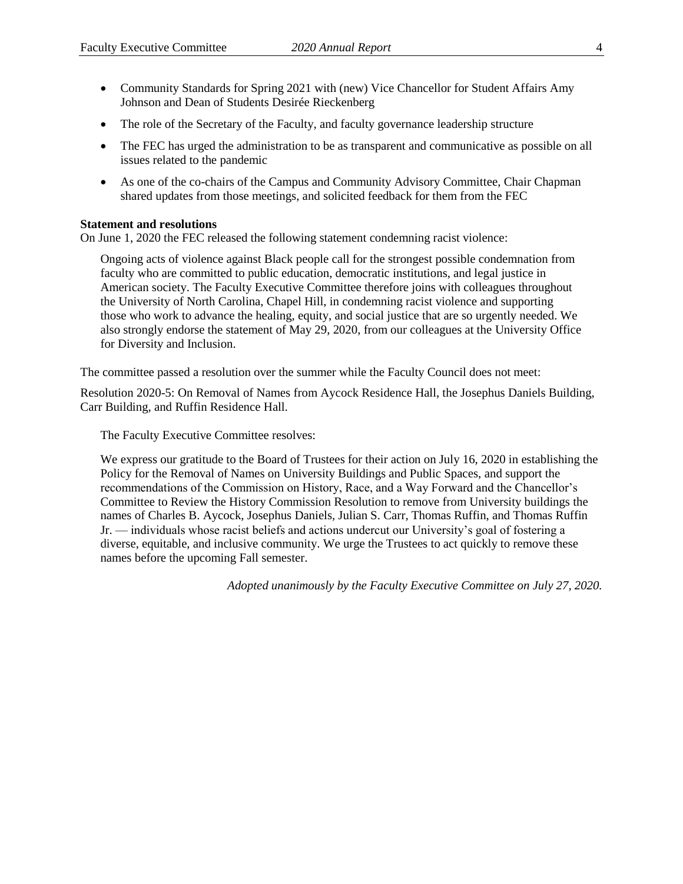- Community Standards for Spring 2021 with (new) Vice Chancellor for Student Affairs Amy Johnson and Dean of Students Desirée Rieckenberg
- The role of the Secretary of the Faculty, and faculty governance leadership structure
- The FEC has urged the administration to be as transparent and communicative as possible on all issues related to the pandemic
- As one of the co-chairs of the Campus and Community Advisory Committee, Chair Chapman shared updates from those meetings, and solicited feedback for them from the FEC

**Statement and resolutions**

On June 1, 2020 the FEC released the following statement condemning racist violence:

> Ongoing acts of violence against Black people call for the strongest possible condemnation from faculty who are committed to public education, democratic institutions, and legal justice in American society. The Faculty Executive Committee therefore joins with colleagues throughout the University of North Carolina, Chapel Hill, in condemning racist violence and supporting those who work to advance the healing, equity, and social justice that are so urgently needed. We also strongly endorse the statement of May 29, 2020, from our colleagues at the University Office for Diversity and Inclusion.

The committee passed a resolution over the summer while the Faculty Council does not meet:

Resolution 2020-5: On Removal of Names from Aycock Residence Hall, the Josephus Daniels Building, Carr Building, and Ruffin Residence Hall.

> The Faculty Executive Committee resolves:
>
> We express our gratitude to the Board of Trustees for their action on July 16, 2020 in establishing the Policy for the Removal of Names on University Buildings and Public Spaces, and support the recommendations of the Commission on History, Race, and a Way Forward and the Chancellor's Committee to Review the History Commission Resolution to remove from University buildings the names of Charles B. Aycock, Josephus Daniels, Julian S. Carr, Thomas Ruffin, and Thomas Ruffin Jr. — individuals whose racist beliefs and actions undercut our University's goal of fostering a diverse, equitable, and inclusive community. We urge the Trustees to act quickly to remove these names before the upcoming Fall semester.
>
> *Adopted unanimously by the Faculty Executive Committee on July 27, 2020.*